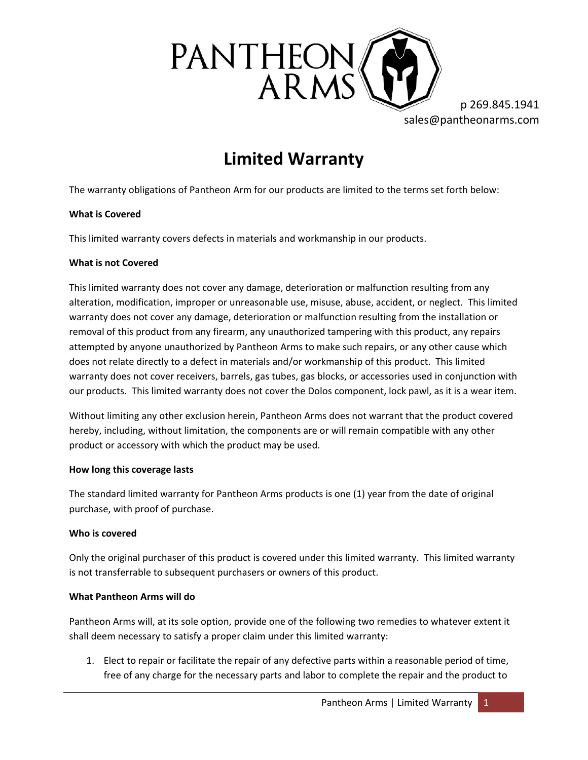# PANTHEON ARMS

p 269.845.1941
sales@pantheonarms.com

## Limited Warranty

The warranty obligations of Pantheon Arm for our products are limited to the terms set forth below:

**What is Covered**

This limited warranty covers defects in materials and workmanship in our products.

**What is not Covered**

This limited warranty does not cover any damage, deterioration or malfunction resulting from any alteration, modification, improper or unreasonable use, misuse, abuse, accident, or neglect. This limited warranty does not cover any damage, deterioration or malfunction resulting from the installation or removal of this product from any firearm, any unauthorized tampering with this product, any repairs attempted by anyone unauthorized by Pantheon Arms to make such repairs, or any other cause which does not relate directly to a defect in materials and/or workmanship of this product. This limited warranty does not cover receivers, barrels, gas tubes, gas blocks, or accessories used in conjunction with our products. This limited warranty does not cover the Dolos component, lock pawl, as it is a wear item.

Without limiting any other exclusion herein, Pantheon Arms does not warrant that the product covered hereby, including, without limitation, the components are or will remain compatible with any other product or accessory with which the product may be used.

**How long this coverage lasts**

The standard limited warranty for Pantheon Arms products is one (1) year from the date of original purchase, with proof of purchase.

**Who is covered**

Only the original purchaser of this product is covered under this limited warranty. This limited warranty is not transferrable to subsequent purchasers or owners of this product.

**What Pantheon Arms will do**

Pantheon Arms will, at its sole option, provide one of the following two remedies to whatever extent it shall deem necessary to satisfy a proper claim under this limited warranty:

1. Elect to repair or facilitate the repair of any defective parts within a reasonable period of time, free of any charge for the necessary parts and labor to complete the repair and the product to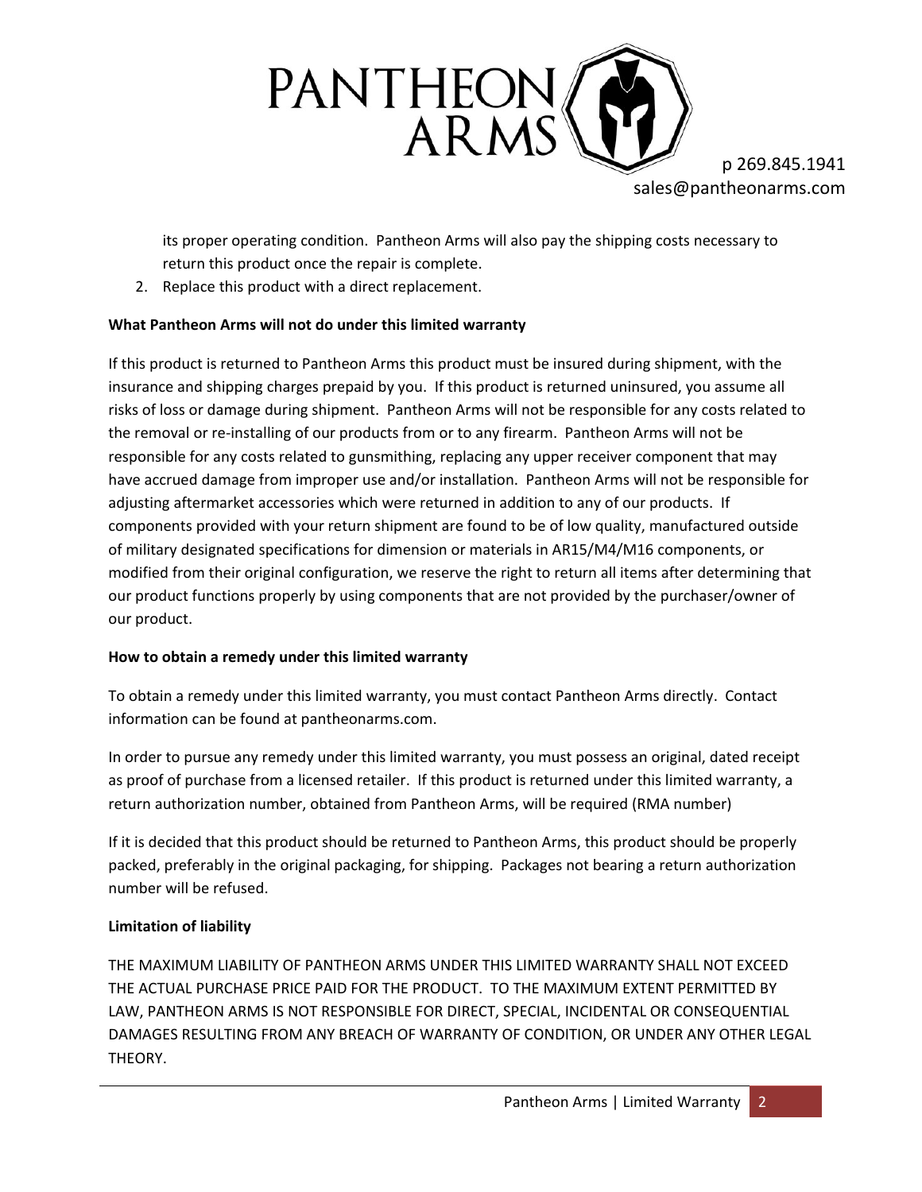its proper operating condition. Pantheon Arms will also pay the shipping costs necessary to return this product once the repair is complete.

2. Replace this product with a direct replacement.

**What Pantheon Arms will not do under this limited warranty**

If this product is returned to Pantheon Arms this product must be insured during shipment, with the insurance and shipping charges prepaid by you. If this product is returned uninsured, you assume all risks of loss or damage during shipment. Pantheon Arms will not be responsible for any costs related to the removal or re-installing of our products from or to any firearm. Pantheon Arms will not be responsible for any costs related to gunsmithing, replacing any upper receiver component that may have accrued damage from improper use and/or installation. Pantheon Arms will not be responsible for adjusting aftermarket accessories which were returned in addition to any of our products. If components provided with your return shipment are found to be of low quality, manufactured outside of military designated specifications for dimension or materials in AR15/M4/M16 components, or modified from their original configuration, we reserve the right to return all items after determining that our product functions properly by using components that are not provided by the purchaser/owner of our product.

**How to obtain a remedy under this limited warranty**

To obtain a remedy under this limited warranty, you must contact Pantheon Arms directly. Contact information can be found at pantheonarms.com.

In order to pursue any remedy under this limited warranty, you must possess an original, dated receipt as proof of purchase from a licensed retailer. If this product is returned under this limited warranty, a return authorization number, obtained from Pantheon Arms, will be required (RMA number)

If it is decided that this product should be returned to Pantheon Arms, this product should be properly packed, preferably in the original packaging, for shipping. Packages not bearing a return authorization number will be refused.

**Limitation of liability**

THE MAXIMUM LIABILITY OF PANTHEON ARMS UNDER THIS LIMITED WARRANTY SHALL NOT EXCEED THE ACTUAL PURCHASE PRICE PAID FOR THE PRODUCT. TO THE MAXIMUM EXTENT PERMITTED BY LAW, PANTHEON ARMS IS NOT RESPONSIBLE FOR DIRECT, SPECIAL, INCIDENTAL OR CONSEQUENTIAL DAMAGES RESULTING FROM ANY BREACH OF WARRANTY OF CONDITION, OR UNDER ANY OTHER LEGAL THEORY.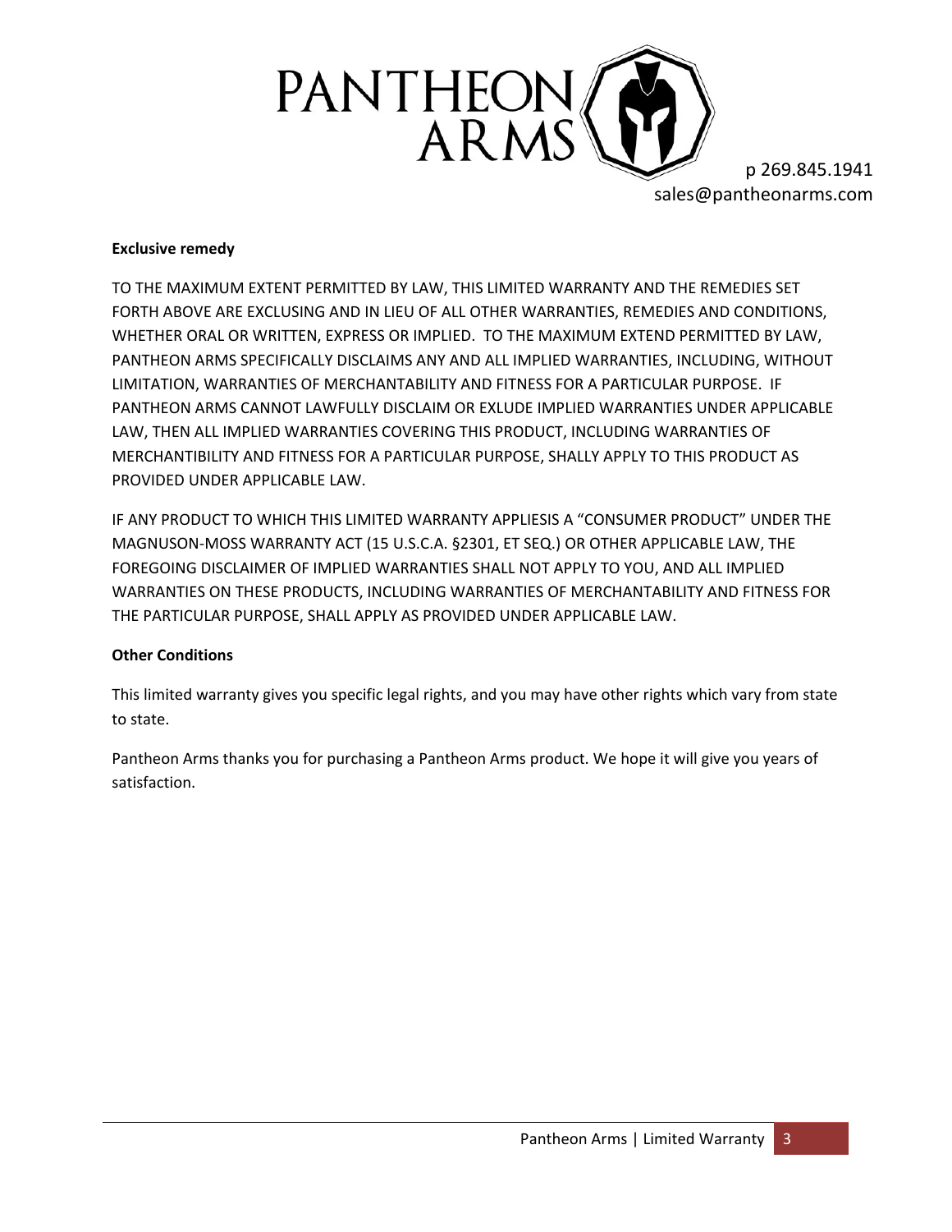**Exclusive remedy**

TO THE MAXIMUM EXTENT PERMITTED BY LAW, THIS LIMITED WARRANTY AND THE REMEDIES SET FORTH ABOVE ARE EXCLUSING AND IN LIEU OF ALL OTHER WARRANTIES, REMEDIES AND CONDITIONS, WHETHER ORAL OR WRITTEN, EXPRESS OR IMPLIED. TO THE MAXIMUM EXTEND PERMITTED BY LAW, PANTHEON ARMS SPECIFICALLY DISCLAIMS ANY AND ALL IMPLIED WARRANTIES, INCLUDING, WITHOUT LIMITATION, WARRANTIES OF MERCHANTABILITY AND FITNESS FOR A PARTICULAR PURPOSE. IF PANTHEON ARMS CANNOT LAWFULLY DISCLAIM OR EXLUDE IMPLIED WARRANTIES UNDER APPLICABLE LAW, THEN ALL IMPLIED WARRANTIES COVERING THIS PRODUCT, INCLUDING WARRANTIES OF MERCHANTIBILITY AND FITNESS FOR A PARTICULAR PURPOSE, SHALLY APPLY TO THIS PRODUCT AS PROVIDED UNDER APPLICABLE LAW.

IF ANY PRODUCT TO WHICH THIS LIMITED WARRANTY APPLIESIS A "CONSUMER PRODUCT" UNDER THE MAGNUSON-MOSS WARRANTY ACT (15 U.S.C.A. §2301, ET SEQ.) OR OTHER APPLICABLE LAW, THE FOREGOING DISCLAIMER OF IMPLIED WARRANTIES SHALL NOT APPLY TO YOU, AND ALL IMPLIED WARRANTIES ON THESE PRODUCTS, INCLUDING WARRANTIES OF MERCHANTABILITY AND FITNESS FOR THE PARTICULAR PURPOSE, SHALL APPLY AS PROVIDED UNDER APPLICABLE LAW.

**Other Conditions**

This limited warranty gives you specific legal rights, and you may have other rights which vary from state to state.

Pantheon Arms thanks you for purchasing a Pantheon Arms product. We hope it will give you years of satisfaction.